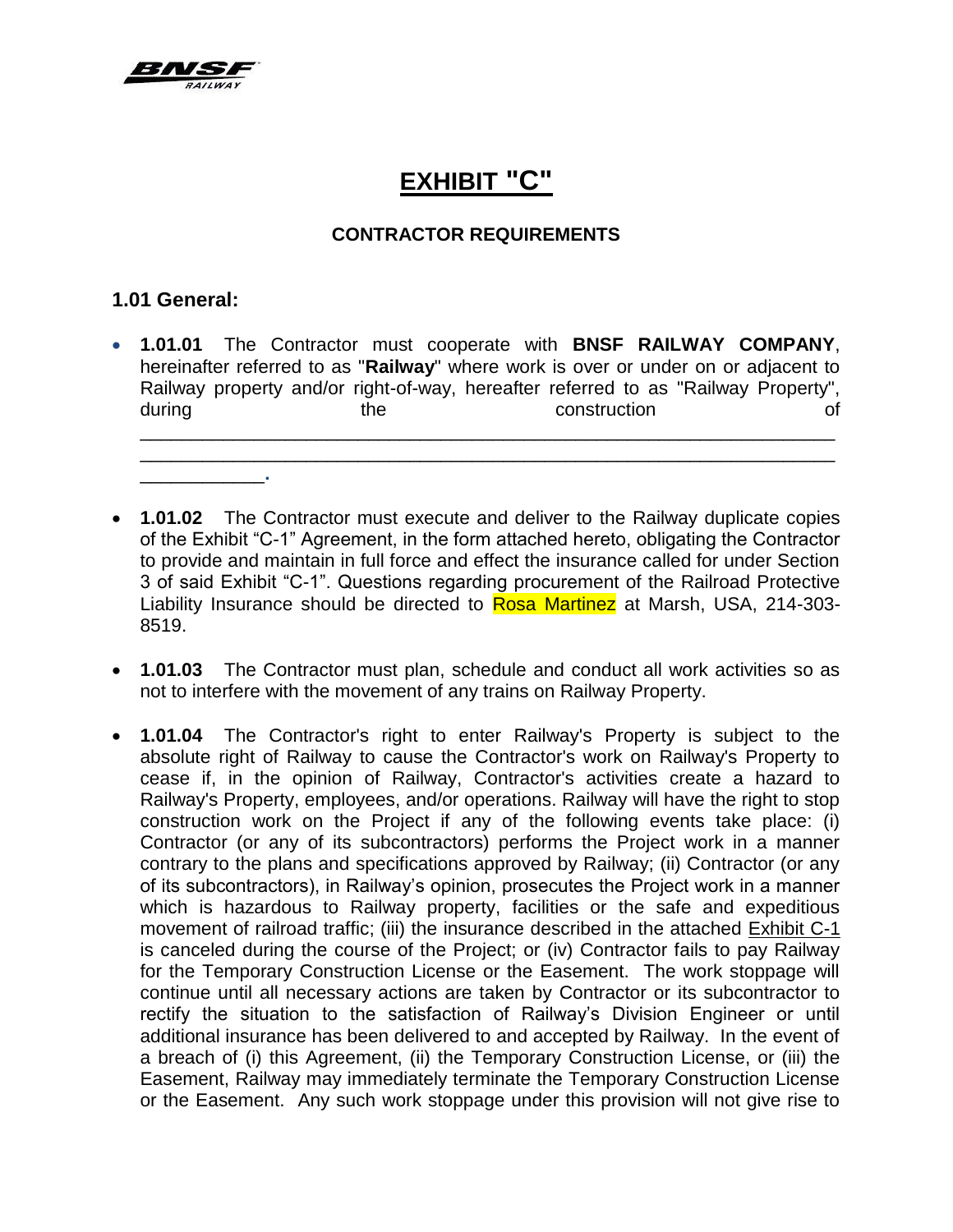# EXHIBIT "C"

### CONTRACTOR REQUIREMENTS

## 1.01 General:

- **1.01.01** The Contractor must cooperate with **BNSF RAILWAY COMPANY**, hereinafter referred to as "**Railway**" where work is over or under on or adjacent to Railway property and/or right-of-way, hereafter referred to as "Railway Property", during the construction of \_\_\_\_\_\_\_\_\_\_\_\_\_\_\_\_\_\_\_\_\_\_\_\_\_\_\_\_\_\_\_\_\_\_\_\_\_\_\_\_\_\_\_\_\_\_\_\_\_\_\_\_\_\_\_\_\_\_\_\_\_\_\_\_\_\_\_\_\_\_\_\_\_\_\_\_\_\_\_\_\_\_\_\_\_\_\_\_\_\_\_\_\_\_\_\_\_\_\_\_\_\_\_\_\_\_\_\_\_\_\_\_\_\_\_\_\_\_\_\_\_\_\_\_\_\_\_\_\_\_\_\_\_\_\_\_\_\_\_\_\_\_\_\_\_\_\_\_\_\_\_\_\_\_\_\_\_\_\_\_\_\_\_\_\_\_\_\_\_\_\_\_\_\_\_\_\_\_\_\_\_\_\_\_\_\_\_\_\_\_\_\_\_\_.

- **1.01.02** The Contractor must execute and deliver to the Railway duplicate copies of the Exhibit "C-1" Agreement, in the form attached hereto, obligating the Contractor to provide and maintain in full force and effect the insurance called for under Section 3 of said Exhibit "C-1". Questions regarding procurement of the Railroad Protective Liability Insurance should be directed to Rosa Martinez at Marsh, USA, 214-303-8519.

- **1.01.03** The Contractor must plan, schedule and conduct all work activities so as not to interfere with the movement of any trains on Railway Property.

- **1.01.04** The Contractor's right to enter Railway's Property is subject to the absolute right of Railway to cause the Contractor's work on Railway's Property to cease if, in the opinion of Railway, Contractor's activities create a hazard to Railway's Property, employees, and/or operations. Railway will have the right to stop construction work on the Project if any of the following events take place: (i) Contractor (or any of its subcontractors) performs the Project work in a manner contrary to the plans and specifications approved by Railway; (ii) Contractor (or any of its subcontractors), in Railway's opinion, prosecutes the Project work in a manner which is hazardous to Railway property, facilities or the safe and expeditious movement of railroad traffic; (iii) the insurance described in the attached Exhibit C-1 is canceled during the course of the Project; or (iv) Contractor fails to pay Railway for the Temporary Construction License or the Easement. The work stoppage will continue until all necessary actions are taken by Contractor or its subcontractor to rectify the situation to the satisfaction of Railway's Division Engineer or until additional insurance has been delivered to and accepted by Railway. In the event of a breach of (i) this Agreement, (ii) the Temporary Construction License, or (iii) the Easement, Railway may immediately terminate the Temporary Construction License or the Easement. Any such work stoppage under this provision will not give rise to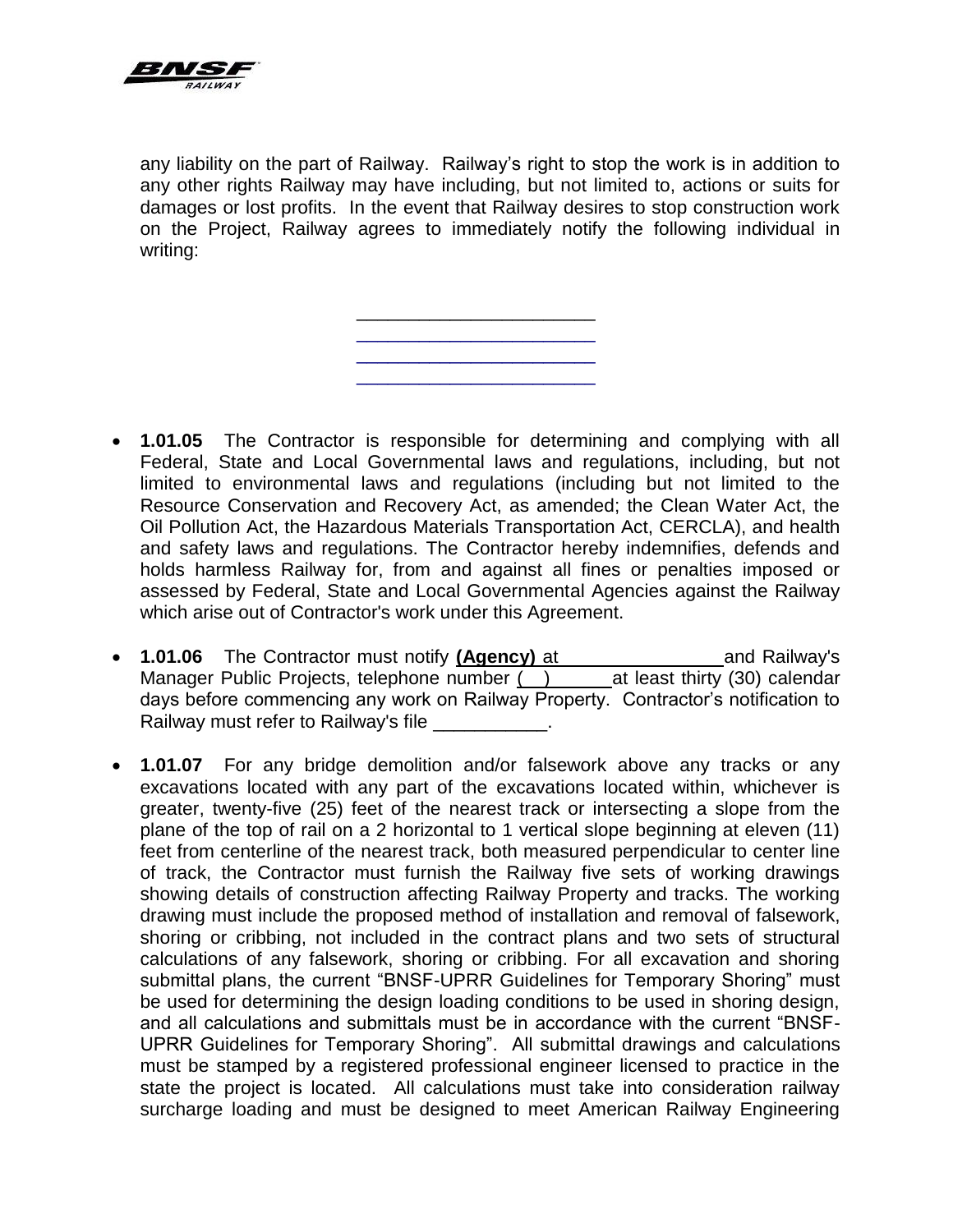any liability on the part of Railway. Railway's right to stop the work is in addition to any other rights Railway may have including, but not limited to, actions or suits for damages or lost profits. In the event that Railway desires to stop construction work on the Project, Railway agrees to immediately notify the following individual in writing:

______________________
______________________
______________________
______________________

- **1.01.05** The Contractor is responsible for determining and complying with all Federal, State and Local Governmental laws and regulations, including, but not limited to environmental laws and regulations (including but not limited to the Resource Conservation and Recovery Act, as amended; the Clean Water Act, the Oil Pollution Act, the Hazardous Materials Transportation Act, CERCLA), and health and safety laws and regulations. The Contractor hereby indemnifies, defends and holds harmless Railway for, from and against all fines or penalties imposed or assessed by Federal, State and Local Governmental Agencies against the Railway which arise out of Contractor's work under this Agreement.

- **1.01.06** The Contractor must notify **(Agency)** at ________________ and Railway's Manager Public Projects, telephone number (  ) ______ at least thirty (30) calendar days before commencing any work on Railway Property. Contractor's notification to Railway must refer to Railway's file ___________.

- **1.01.07** For any bridge demolition and/or falsework above any tracks or any excavations located with any part of the excavations located within, whichever is greater, twenty-five (25) feet of the nearest track or intersecting a slope from the plane of the top of rail on a 2 horizontal to 1 vertical slope beginning at eleven (11) feet from centerline of the nearest track, both measured perpendicular to center line of track, the Contractor must furnish the Railway five sets of working drawings showing details of construction affecting Railway Property and tracks. The working drawing must include the proposed method of installation and removal of falsework, shoring or cribbing, not included in the contract plans and two sets of structural calculations of any falsework, shoring or cribbing. For all excavation and shoring submittal plans, the current "BNSF-UPRR Guidelines for Temporary Shoring" must be used for determining the design loading conditions to be used in shoring design, and all calculations and submittals must be in accordance with the current "BNSF-UPRR Guidelines for Temporary Shoring". All submittal drawings and calculations must be stamped by a registered professional engineer licensed to practice in the state the project is located. All calculations must take into consideration railway surcharge loading and must be designed to meet American Railway Engineering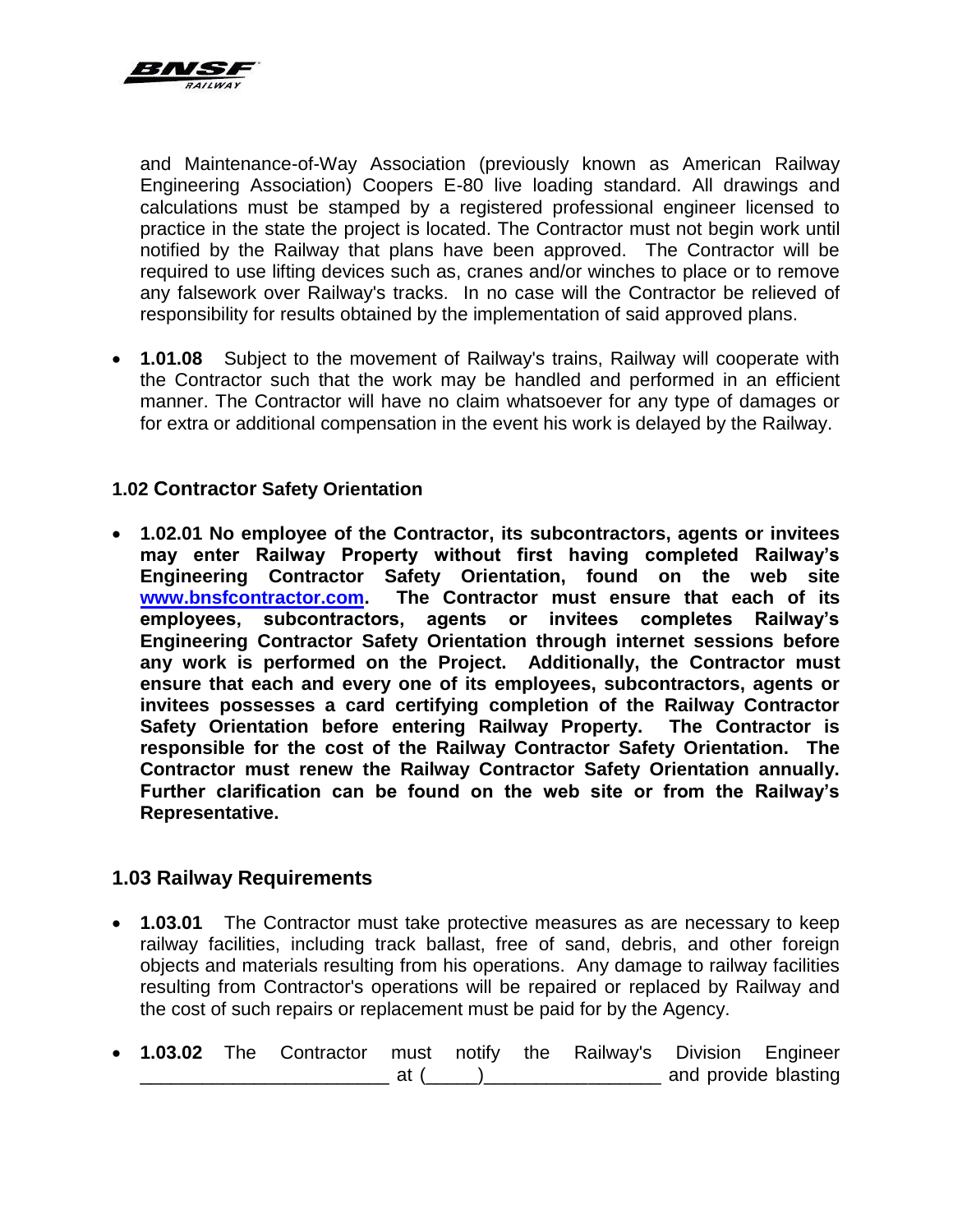and Maintenance-of-Way Association (previously known as American Railway Engineering Association) Coopers E-80 live loading standard. All drawings and calculations must be stamped by a registered professional engineer licensed to practice in the state the project is located. The Contractor must not begin work until notified by the Railway that plans have been approved. The Contractor will be required to use lifting devices such as, cranes and/or winches to place or to remove any falsework over Railway's tracks. In no case will the Contractor be relieved of responsibility for results obtained by the implementation of said approved plans.

- **1.01.08** Subject to the movement of Railway's trains, Railway will cooperate with the Contractor such that the work may be handled and performed in an efficient manner. The Contractor will have no claim whatsoever for any type of damages or for extra or additional compensation in the event his work is delayed by the Railway.

### 1.02 Contractor Safety Orientation

- **1.02.01 No employee of the Contractor, its subcontractors, agents or invitees may enter Railway Property without first having completed Railway's Engineering Contractor Safety Orientation, found on the web site [www.bnsfcontractor.com](http://www.bnsfcontractor.com). The Contractor must ensure that each of its employees, subcontractors, agents or invitees completes Railway's Engineering Contractor Safety Orientation through internet sessions before any work is performed on the Project. Additionally, the Contractor must ensure that each and every one of its employees, subcontractors, agents or invitees possesses a card certifying completion of the Railway Contractor Safety Orientation before entering Railway Property. The Contractor is responsible for the cost of the Railway Contractor Safety Orientation. The Contractor must renew the Railway Contractor Safety Orientation annually. Further clarification can be found on the web site or from the Railway's Representative.**

### 1.03 Railway Requirements

- **1.03.01** The Contractor must take protective measures as are necessary to keep railway facilities, including track ballast, free of sand, debris, and other foreign objects and materials resulting from his operations. Any damage to railway facilities resulting from Contractor's operations will be repaired or replaced by Railway and the cost of such repairs or replacement must be paid for by the Agency.

- **1.03.02** The Contractor must notify the Railway's Division Engineer ________________________ at (_____)________________ and provide blasting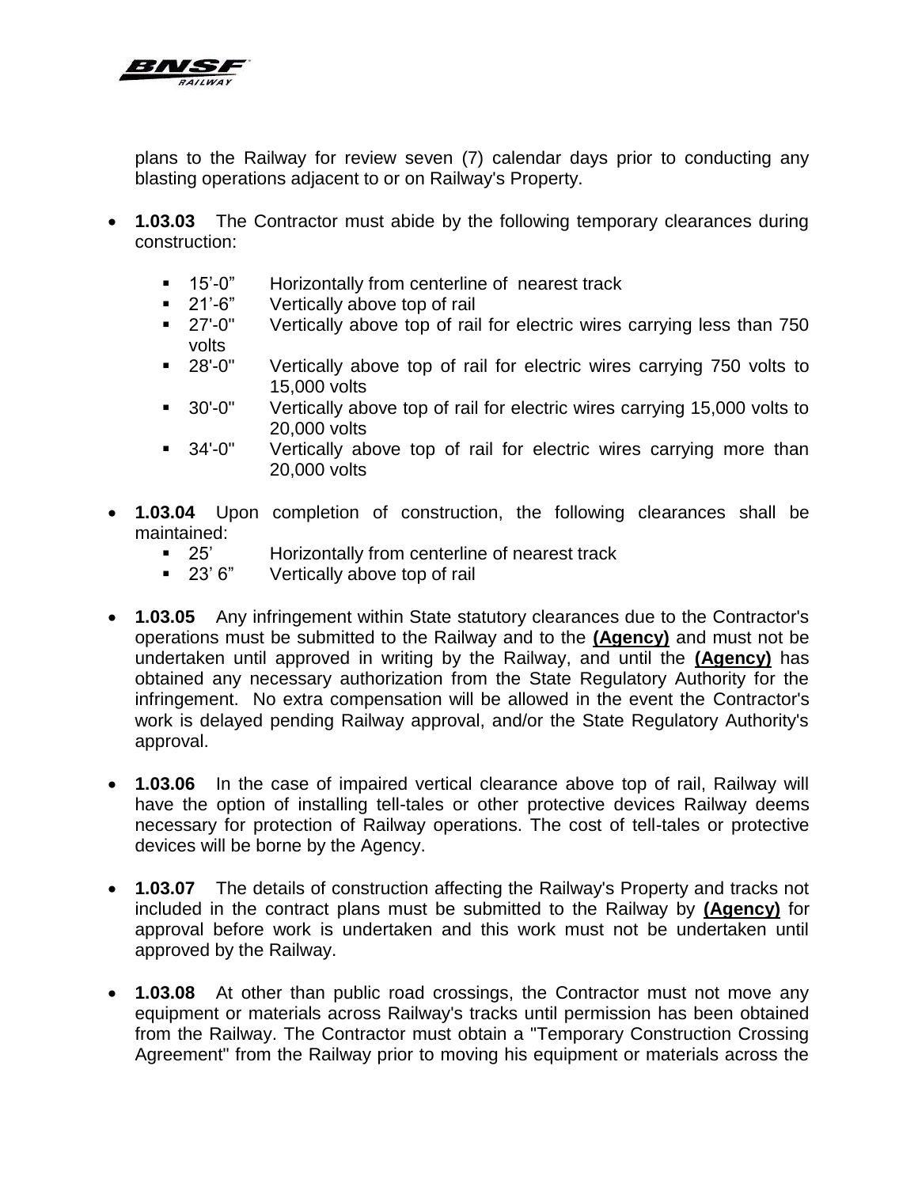plans to the Railway for review seven (7) calendar days prior to conducting any blasting operations adjacent to or on Railway's Property.

- **1.03.03** The Contractor must abide by the following temporary clearances during construction:
  - 15'-0" Horizontally from centerline of nearest track
  - 21'-6" Vertically above top of rail
  - 27'-0" Vertically above top of rail for electric wires carrying less than 750 volts
  - 28'-0" Vertically above top of rail for electric wires carrying 750 volts to 15,000 volts
  - 30'-0" Vertically above top of rail for electric wires carrying 15,000 volts to 20,000 volts
  - 34'-0" Vertically above top of rail for electric wires carrying more than 20,000 volts

- **1.03.04** Upon completion of construction, the following clearances shall be maintained:
  - 25' Horizontally from centerline of nearest track
  - 23' 6" Vertically above top of rail

- **1.03.05** Any infringement within State statutory clearances due to the Contractor's operations must be submitted to the Railway and to the **(Agency)** and must not be undertaken until approved in writing by the Railway, and until the **(Agency)** has obtained any necessary authorization from the State Regulatory Authority for the infringement. No extra compensation will be allowed in the event the Contractor's work is delayed pending Railway approval, and/or the State Regulatory Authority's approval.

- **1.03.06** In the case of impaired vertical clearance above top of rail, Railway will have the option of installing tell-tales or other protective devices Railway deems necessary for protection of Railway operations. The cost of tell-tales or protective devices will be borne by the Agency.

- **1.03.07** The details of construction affecting the Railway's Property and tracks not included in the contract plans must be submitted to the Railway by **(Agency)** for approval before work is undertaken and this work must not be undertaken until approved by the Railway.

- **1.03.08** At other than public road crossings, the Contractor must not move any equipment or materials across Railway's tracks until permission has been obtained from the Railway. The Contractor must obtain a "Temporary Construction Crossing Agreement" from the Railway prior to moving his equipment or materials across the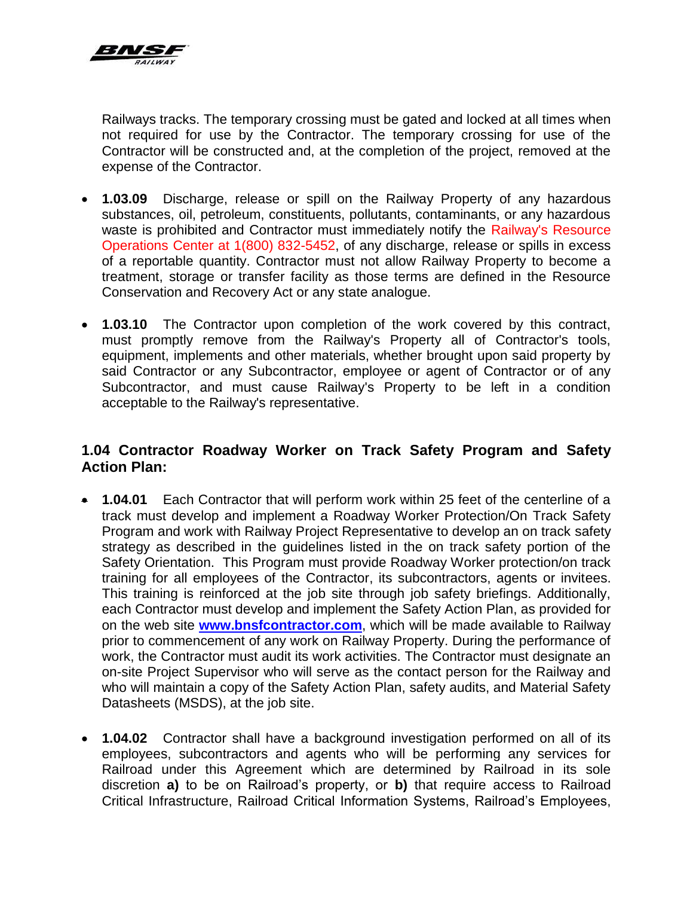Railways tracks. The temporary crossing must be gated and locked at all times when not required for use by the Contractor. The temporary crossing for use of the Contractor will be constructed and, at the completion of the project, removed at the expense of the Contractor.

- **1.03.09** Discharge, release or spill on the Railway Property of any hazardous substances, oil, petroleum, constituents, pollutants, contaminants, or any hazardous waste is prohibited and Contractor must immediately notify the Railway's Resource Operations Center at 1(800) 832-5452, of any discharge, release or spills in excess of a reportable quantity. Contractor must not allow Railway Property to become a treatment, storage or transfer facility as those terms are defined in the Resource Conservation and Recovery Act or any state analogue.

- **1.03.10** The Contractor upon completion of the work covered by this contract, must promptly remove from the Railway's Property all of Contractor's tools, equipment, implements and other materials, whether brought upon said property by said Contractor or any Subcontractor, employee or agent of Contractor or of any Subcontractor, and must cause Railway's Property to be left in a condition acceptable to the Railway's representative.

### 1.04 Contractor Roadway Worker on Track Safety Program and Safety Action Plan:

- **1.04.01** Each Contractor that will perform work within 25 feet of the centerline of a track must develop and implement a Roadway Worker Protection/On Track Safety Program and work with Railway Project Representative to develop an on track safety strategy as described in the guidelines listed in the on track safety portion of the Safety Orientation. This Program must provide Roadway Worker protection/on track training for all employees of the Contractor, its subcontractors, agents or invitees. This training is reinforced at the job site through job safety briefings. Additionally, each Contractor must develop and implement the Safety Action Plan, as provided for on the web site **[www.bnsfcontractor.com](http://www.bnsfcontractor.com)**, which will be made available to Railway prior to commencement of any work on Railway Property. During the performance of work, the Contractor must audit its work activities. The Contractor must designate an on-site Project Supervisor who will serve as the contact person for the Railway and who will maintain a copy of the Safety Action Plan, safety audits, and Material Safety Datasheets (MSDS), at the job site.

- **1.04.02** Contractor shall have a background investigation performed on all of its employees, subcontractors and agents who will be performing any services for Railroad under this Agreement which are determined by Railroad in its sole discretion **a)** to be on Railroad's property, or **b)** that require access to Railroad Critical Infrastructure, Railroad Critical Information Systems, Railroad's Employees,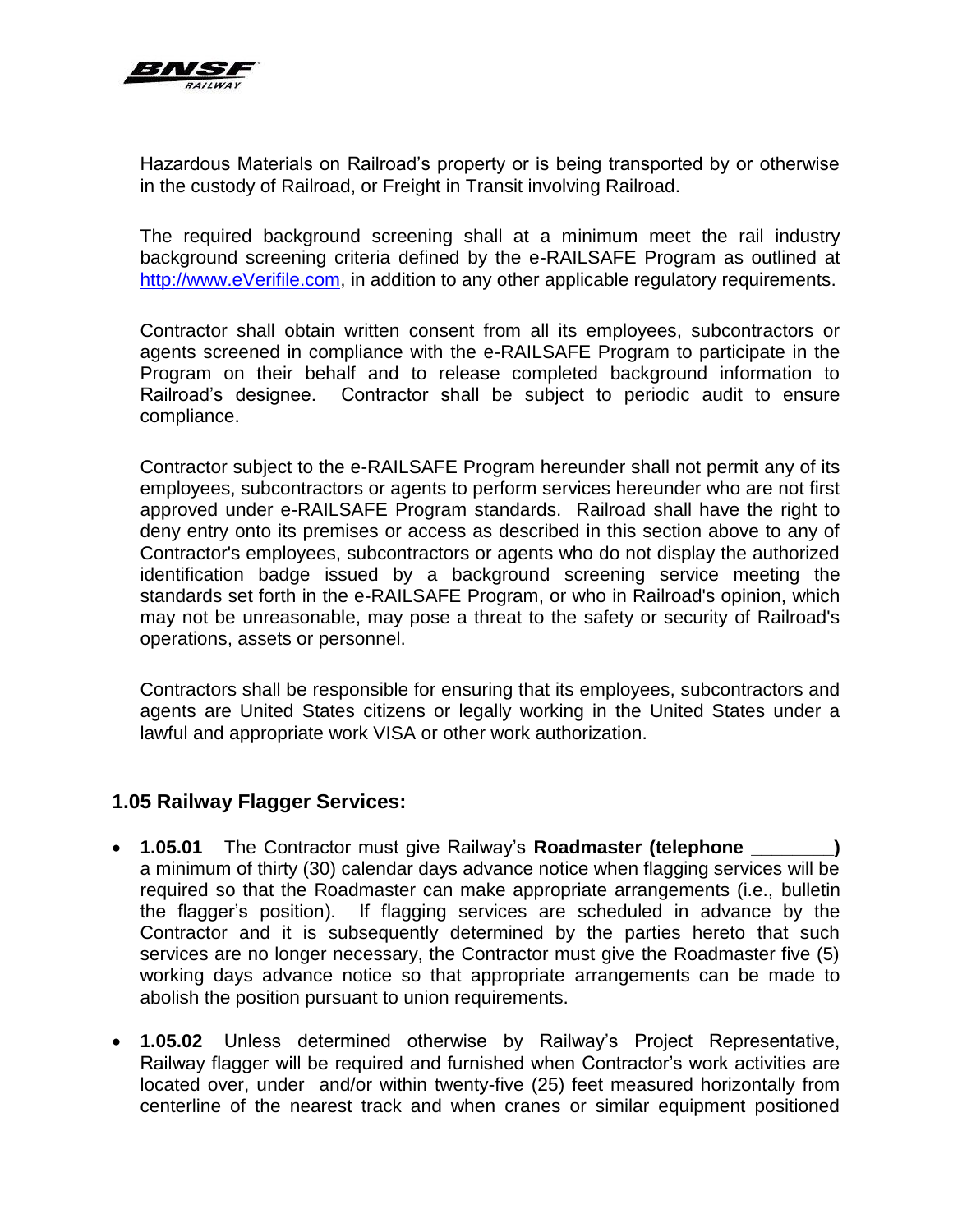Hazardous Materials on Railroad's property or is being transported by or otherwise in the custody of Railroad, or Freight in Transit involving Railroad.

The required background screening shall at a minimum meet the rail industry background screening criteria defined by the e-RAILSAFE Program as outlined at http://www.eVerifile.com, in addition to any other applicable regulatory requirements.

Contractor shall obtain written consent from all its employees, subcontractors or agents screened in compliance with the e-RAILSAFE Program to participate in the Program on their behalf and to release completed background information to Railroad's designee. Contractor shall be subject to periodic audit to ensure compliance.

Contractor subject to the e-RAILSAFE Program hereunder shall not permit any of its employees, subcontractors or agents to perform services hereunder who are not first approved under e-RAILSAFE Program standards. Railroad shall have the right to deny entry onto its premises or access as described in this section above to any of Contractor's employees, subcontractors or agents who do not display the authorized identification badge issued by a background screening service meeting the standards set forth in the e-RAILSAFE Program, or who in Railroad's opinion, which may not be unreasonable, may pose a threat to the safety or security of Railroad's operations, assets or personnel.

Contractors shall be responsible for ensuring that its employees, subcontractors and agents are United States citizens or legally working in the United States under a lawful and appropriate work VISA or other work authorization.

### 1.05 Railway Flagger Services:

- **1.05.01** The Contractor must give Railway's **Roadmaster (telephone ________)** a minimum of thirty (30) calendar days advance notice when flagging services will be required so that the Roadmaster can make appropriate arrangements (i.e., bulletin the flagger's position). If flagging services are scheduled in advance by the Contractor and it is subsequently determined by the parties hereto that such services are no longer necessary, the Contractor must give the Roadmaster five (5) working days advance notice so that appropriate arrangements can be made to abolish the position pursuant to union requirements.

- **1.05.02** Unless determined otherwise by Railway's Project Representative, Railway flagger will be required and furnished when Contractor's work activities are located over, under and/or within twenty-five (25) feet measured horizontally from centerline of the nearest track and when cranes or similar equipment positioned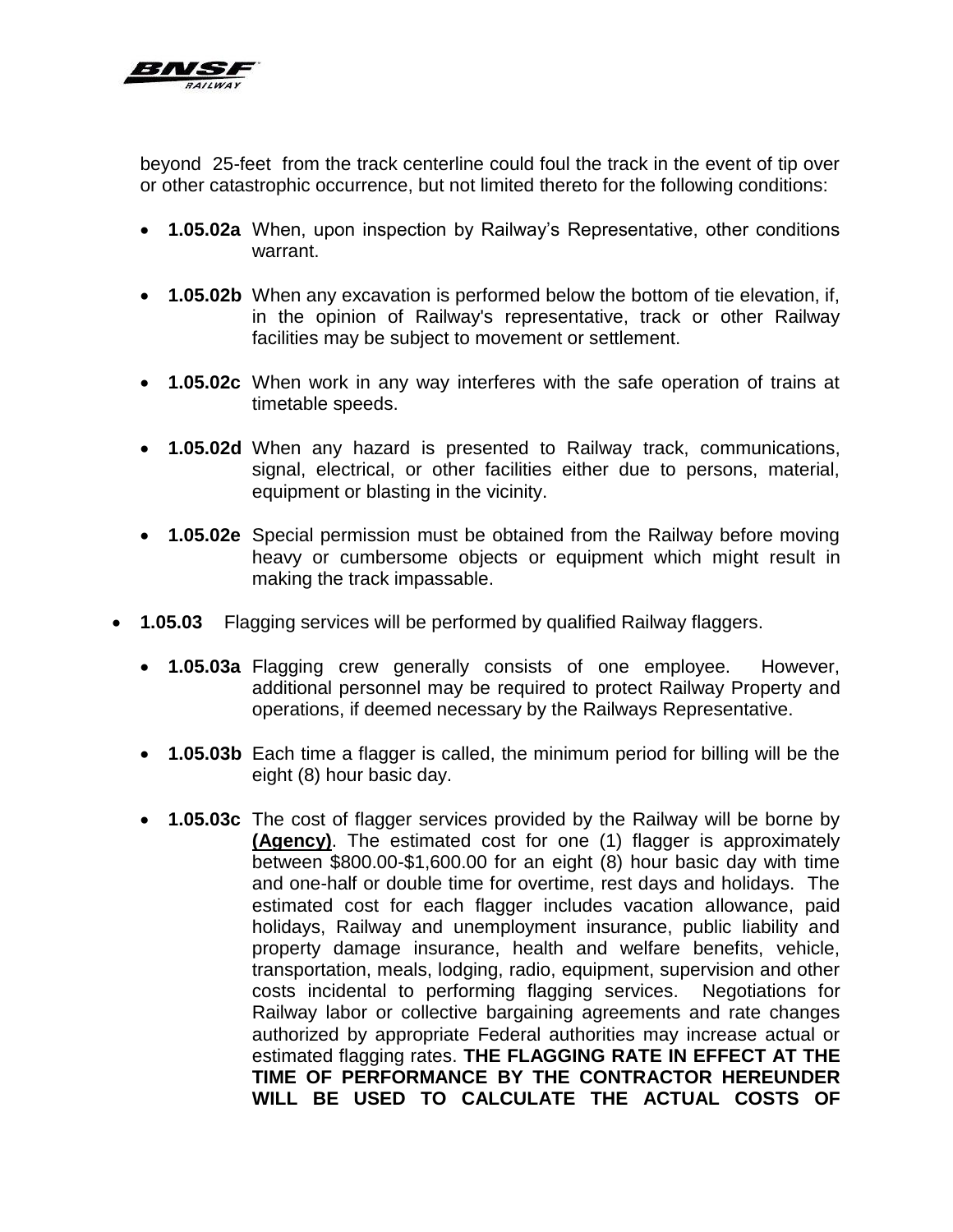beyond 25-feet from the track centerline could foul the track in the event of tip over or other catastrophic occurrence, but not limited thereto for the following conditions:

- **1.05.02a** When, upon inspection by Railway's Representative, other conditions warrant.

- **1.05.02b** When any excavation is performed below the bottom of tie elevation, if, in the opinion of Railway's representative, track or other Railway facilities may be subject to movement or settlement.

- **1.05.02c** When work in any way interferes with the safe operation of trains at timetable speeds.

- **1.05.02d** When any hazard is presented to Railway track, communications, signal, electrical, or other facilities either due to persons, material, equipment or blasting in the vicinity.

- **1.05.02e** Special permission must be obtained from the Railway before moving heavy or cumbersome objects or equipment which might result in making the track impassable.

- **1.05.03** Flagging services will be performed by qualified Railway flaggers.

  - **1.05.03a** Flagging crew generally consists of one employee. However, additional personnel may be required to protect Railway Property and operations, if deemed necessary by the Railways Representative.

  - **1.05.03b** Each time a flagger is called, the minimum period for billing will be the eight (8) hour basic day.

  - **1.05.03c** The cost of flagger services provided by the Railway will be borne by **(Agency)**. The estimated cost for one (1) flagger is approximately between $800.00-$1,600.00 for an eight (8) hour basic day with time and one-half or double time for overtime, rest days and holidays. The estimated cost for each flagger includes vacation allowance, paid holidays, Railway and unemployment insurance, public liability and property damage insurance, health and welfare benefits, vehicle, transportation, meals, lodging, radio, equipment, supervision and other costs incidental to performing flagging services. Negotiations for Railway labor or collective bargaining agreements and rate changes authorized by appropriate Federal authorities may increase actual or estimated flagging rates. **THE FLAGGING RATE IN EFFECT AT THE TIME OF PERFORMANCE BY THE CONTRACTOR HEREUNDER WILL BE USED TO CALCULATE THE ACTUAL COSTS OF**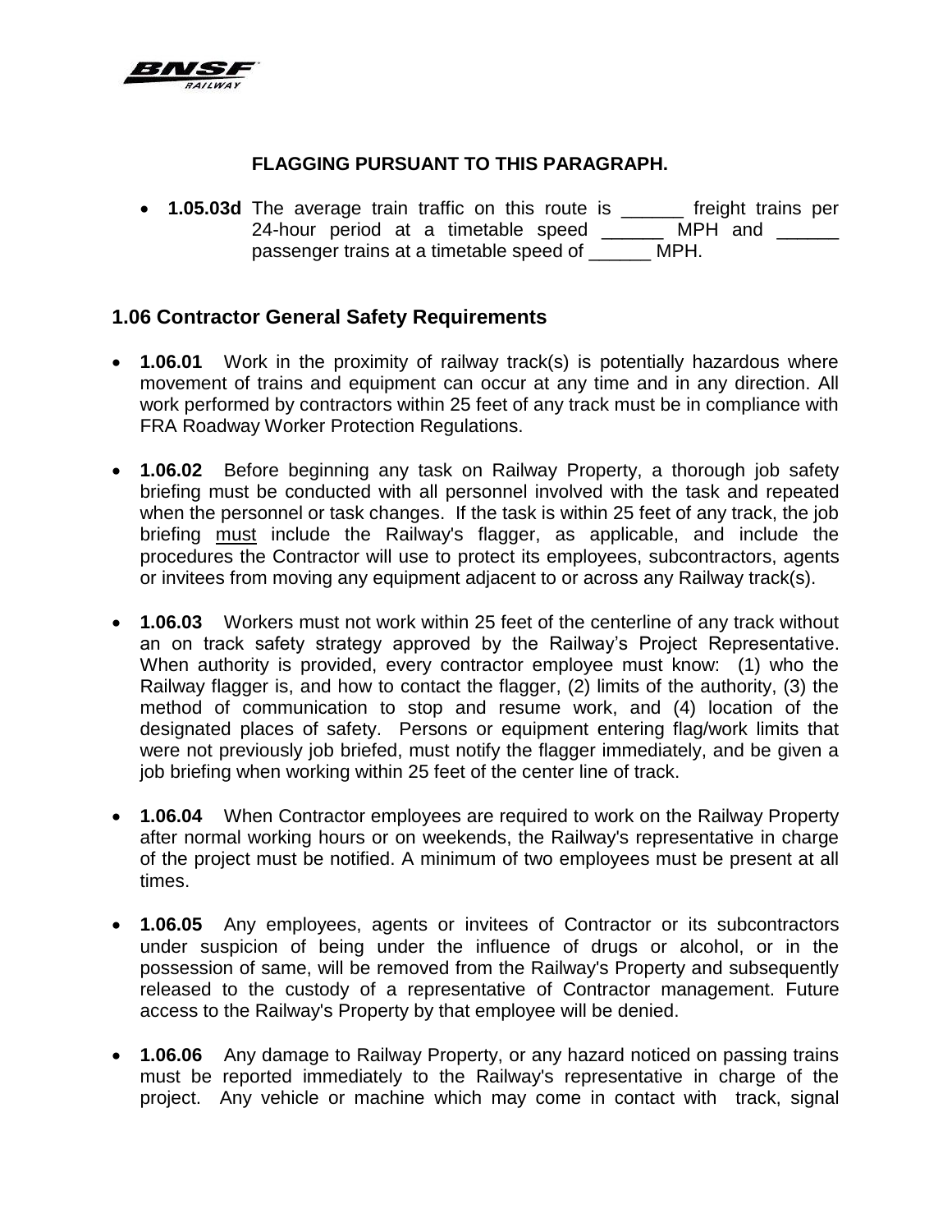**FLAGGING PURSUANT TO THIS PARAGRAPH.**

- **1.05.03d** The average train traffic on this route is ______ freight trains per 24-hour period at a timetable speed ______ MPH and ______ passenger trains at a timetable speed of ______ MPH.

## 1.06 Contractor General Safety Requirements

- **1.06.01** Work in the proximity of railway track(s) is potentially hazardous where movement of trains and equipment can occur at any time and in any direction. All work performed by contractors within 25 feet of any track must be in compliance with FRA Roadway Worker Protection Regulations.

- **1.06.02** Before beginning any task on Railway Property, a thorough job safety briefing must be conducted with all personnel involved with the task and repeated when the personnel or task changes. If the task is within 25 feet of any track, the job briefing <u>must</u> include the Railway's flagger, as applicable, and include the procedures the Contractor will use to protect its employees, subcontractors, agents or invitees from moving any equipment adjacent to or across any Railway track(s).

- **1.06.03** Workers must not work within 25 feet of the centerline of any track without an on track safety strategy approved by the Railway's Project Representative. When authority is provided, every contractor employee must know: (1) who the Railway flagger is, and how to contact the flagger, (2) limits of the authority, (3) the method of communication to stop and resume work, and (4) location of the designated places of safety. Persons or equipment entering flag/work limits that were not previously job briefed, must notify the flagger immediately, and be given a job briefing when working within 25 feet of the center line of track.

- **1.06.04** When Contractor employees are required to work on the Railway Property after normal working hours or on weekends, the Railway's representative in charge of the project must be notified. A minimum of two employees must be present at all times.

- **1.06.05** Any employees, agents or invitees of Contractor or its subcontractors under suspicion of being under the influence of drugs or alcohol, or in the possession of same, will be removed from the Railway's Property and subsequently released to the custody of a representative of Contractor management. Future access to the Railway's Property by that employee will be denied.

- **1.06.06** Any damage to Railway Property, or any hazard noticed on passing trains must be reported immediately to the Railway's representative in charge of the project. Any vehicle or machine which may come in contact with track, signal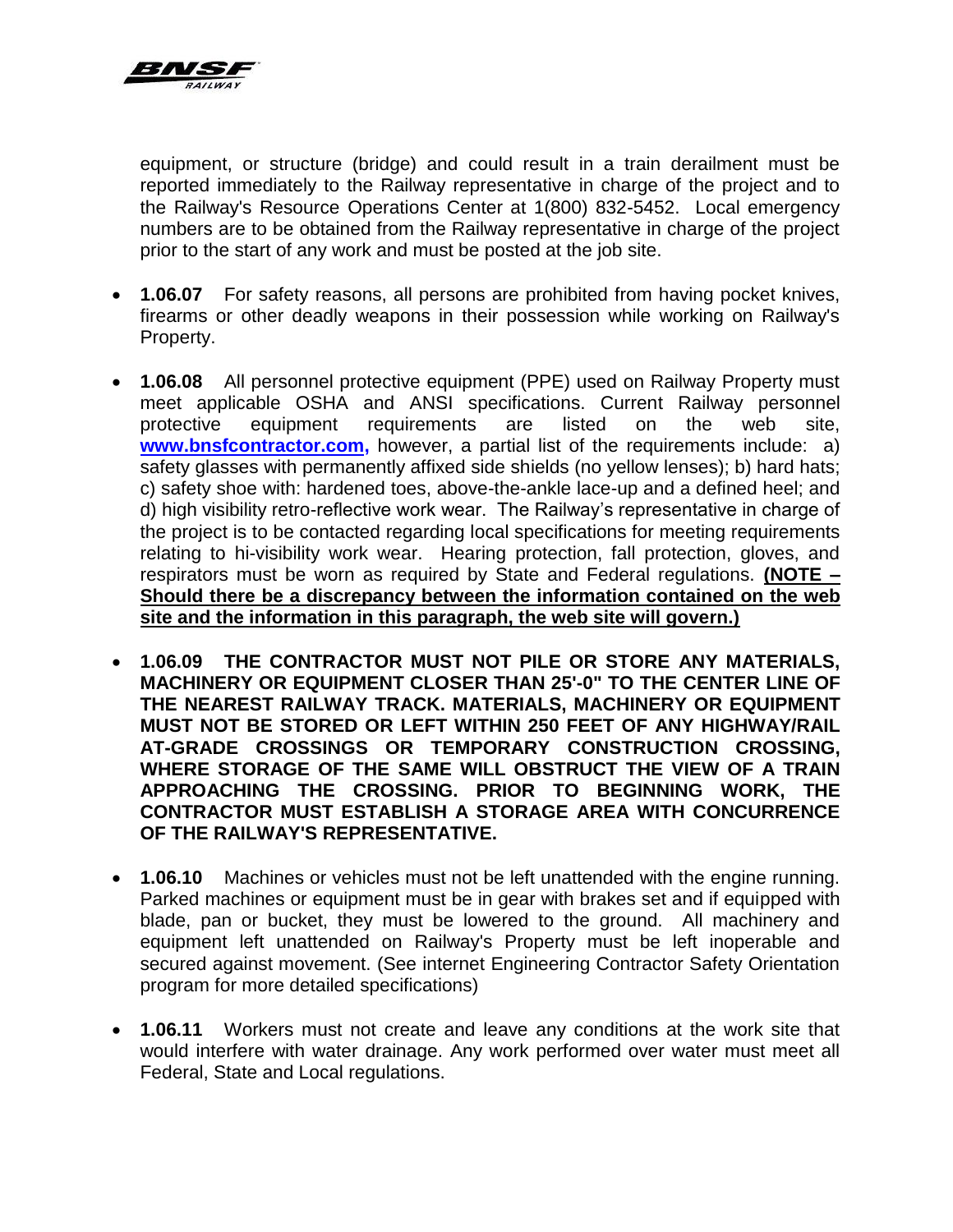equipment, or structure (bridge) and could result in a train derailment must be reported immediately to the Railway representative in charge of the project and to the Railway's Resource Operations Center at 1(800) 832-5452. Local emergency numbers are to be obtained from the Railway representative in charge of the project prior to the start of any work and must be posted at the job site.

- **1.06.07** For safety reasons, all persons are prohibited from having pocket knives, firearms or other deadly weapons in their possession while working on Railway's Property.

- **1.06.08** All personnel protective equipment (PPE) used on Railway Property must meet applicable OSHA and ANSI specifications. Current Railway personnel protective equipment requirements are listed on the web site, **www.bnsfcontractor.com,** however, a partial list of the requirements include: a) safety glasses with permanently affixed side shields (no yellow lenses); b) hard hats; c) safety shoe with: hardened toes, above-the-ankle lace-up and a defined heel; and d) high visibility retro-reflective work wear. The Railway's representative in charge of the project is to be contacted regarding local specifications for meeting requirements relating to hi-visibility work wear. Hearing protection, fall protection, gloves, and respirators must be worn as required by State and Federal regulations. **(NOTE – Should there be a discrepancy between the information contained on the web site and the information in this paragraph, the web site will govern.)**

- **1.06.09 THE CONTRACTOR MUST NOT PILE OR STORE ANY MATERIALS, MACHINERY OR EQUIPMENT CLOSER THAN 25'-0" TO THE CENTER LINE OF THE NEAREST RAILWAY TRACK. MATERIALS, MACHINERY OR EQUIPMENT MUST NOT BE STORED OR LEFT WITHIN 250 FEET OF ANY HIGHWAY/RAIL AT-GRADE CROSSINGS OR TEMPORARY CONSTRUCTION CROSSING, WHERE STORAGE OF THE SAME WILL OBSTRUCT THE VIEW OF A TRAIN APPROACHING THE CROSSING. PRIOR TO BEGINNING WORK, THE CONTRACTOR MUST ESTABLISH A STORAGE AREA WITH CONCURRENCE OF THE RAILWAY'S REPRESENTATIVE.**

- **1.06.10** Machines or vehicles must not be left unattended with the engine running. Parked machines or equipment must be in gear with brakes set and if equipped with blade, pan or bucket, they must be lowered to the ground. All machinery and equipment left unattended on Railway's Property must be left inoperable and secured against movement. (See internet Engineering Contractor Safety Orientation program for more detailed specifications)

- **1.06.11** Workers must not create and leave any conditions at the work site that would interfere with water drainage. Any work performed over water must meet all Federal, State and Local regulations.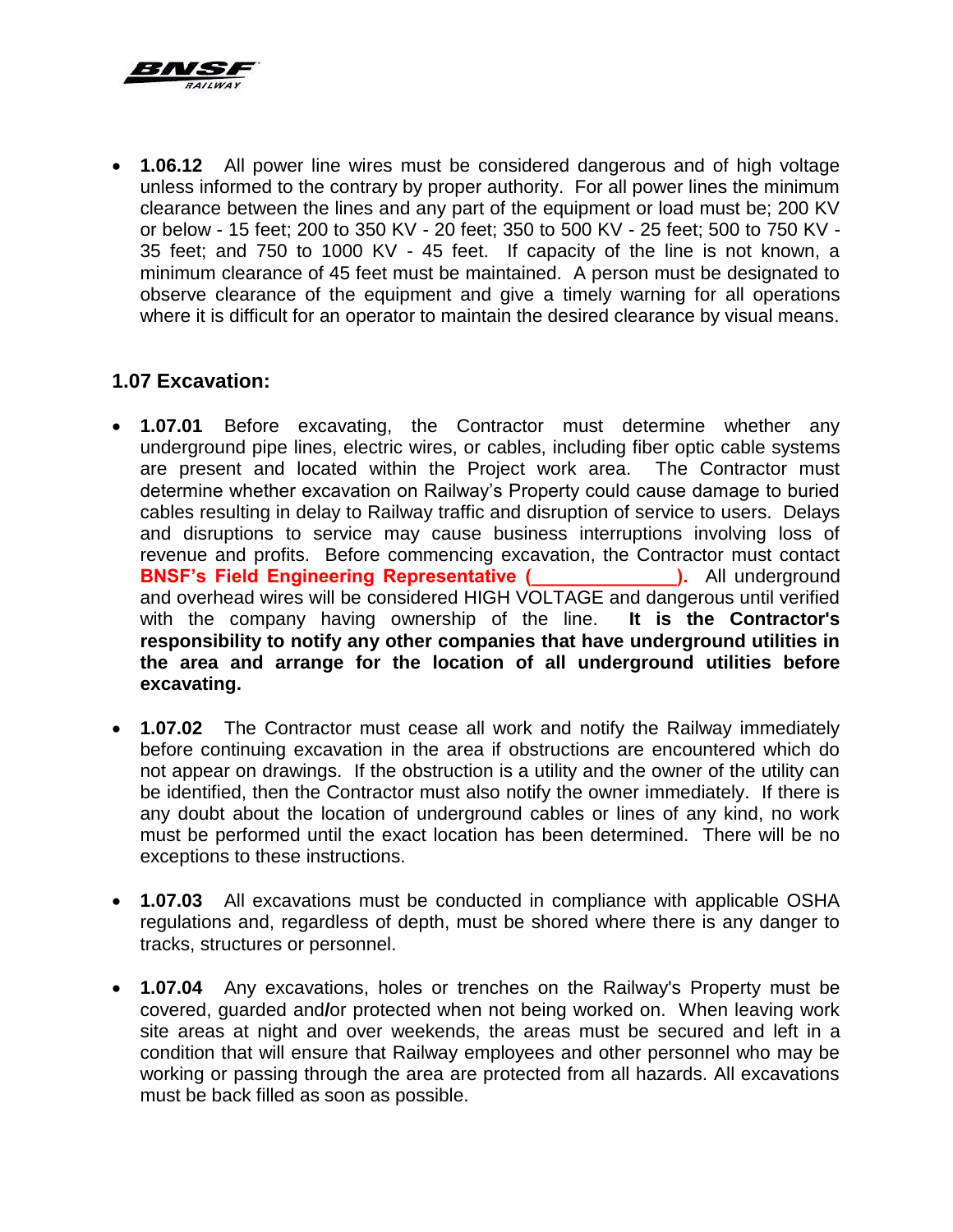- **1.06.12** All power line wires must be considered dangerous and of high voltage unless informed to the contrary by proper authority. For all power lines the minimum clearance between the lines and any part of the equipment or load must be; 200 KV or below - 15 feet; 200 to 350 KV - 20 feet; 350 to 500 KV - 25 feet; 500 to 750 KV - 35 feet; and 750 to 1000 KV - 45 feet. If capacity of the line is not known, a minimum clearance of 45 feet must be maintained. A person must be designated to observe clearance of the equipment and give a timely warning for all operations where it is difficult for an operator to maintain the desired clearance by visual means.

## 1.07 Excavation:

- **1.07.01** Before excavating, the Contractor must determine whether any underground pipe lines, electric wires, or cables, including fiber optic cable systems are present and located within the Project work area. The Contractor must determine whether excavation on Railway's Property could cause damage to buried cables resulting in delay to Railway traffic and disruption of service to users. Delays and disruptions to service may cause business interruptions involving loss of revenue and profits. Before commencing excavation, the Contractor must contact **BNSF's Field Engineering Representative (______________).** All underground and overhead wires will be considered HIGH VOLTAGE and dangerous until verified with the company having ownership of the line. **It is the Contractor's responsibility to notify any other companies that have underground utilities in the area and arrange for the location of all underground utilities before excavating.**

- **1.07.02** The Contractor must cease all work and notify the Railway immediately before continuing excavation in the area if obstructions are encountered which do not appear on drawings. If the obstruction is a utility and the owner of the utility can be identified, then the Contractor must also notify the owner immediately. If there is any doubt about the location of underground cables or lines of any kind, no work must be performed until the exact location has been determined. There will be no exceptions to these instructions.

- **1.07.03** All excavations must be conducted in compliance with applicable OSHA regulations and, regardless of depth, must be shored where there is any danger to tracks, structures or personnel.

- **1.07.04** Any excavations, holes or trenches on the Railway's Property must be covered, guarded and/or protected when not being worked on. When leaving work site areas at night and over weekends, the areas must be secured and left in a condition that will ensure that Railway employees and other personnel who may be working or passing through the area are protected from all hazards. All excavations must be back filled as soon as possible.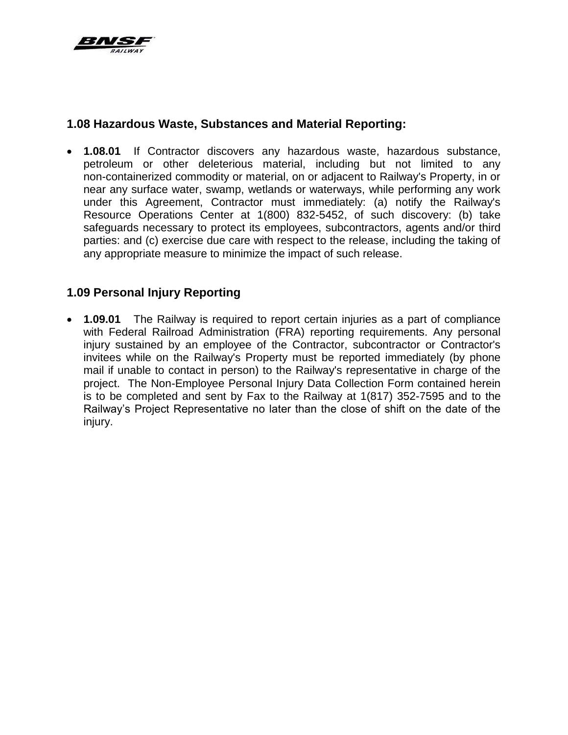### 1.08 Hazardous Waste, Substances and Material Reporting:

- **1.08.01** If Contractor discovers any hazardous waste, hazardous substance, petroleum or other deleterious material, including but not limited to any non-containerized commodity or material, on or adjacent to Railway's Property, in or near any surface water, swamp, wetlands or waterways, while performing any work under this Agreement, Contractor must immediately: (a) notify the Railway's Resource Operations Center at 1(800) 832-5452, of such discovery: (b) take safeguards necessary to protect its employees, subcontractors, agents and/or third parties: and (c) exercise due care with respect to the release, including the taking of any appropriate measure to minimize the impact of such release.

### 1.09 Personal Injury Reporting

- **1.09.01** The Railway is required to report certain injuries as a part of compliance with Federal Railroad Administration (FRA) reporting requirements. Any personal injury sustained by an employee of the Contractor, subcontractor or Contractor's invitees while on the Railway's Property must be reported immediately (by phone mail if unable to contact in person) to the Railway's representative in charge of the project. The Non-Employee Personal Injury Data Collection Form contained herein is to be completed and sent by Fax to the Railway at 1(817) 352-7595 and to the Railway's Project Representative no later than the close of shift on the date of the injury.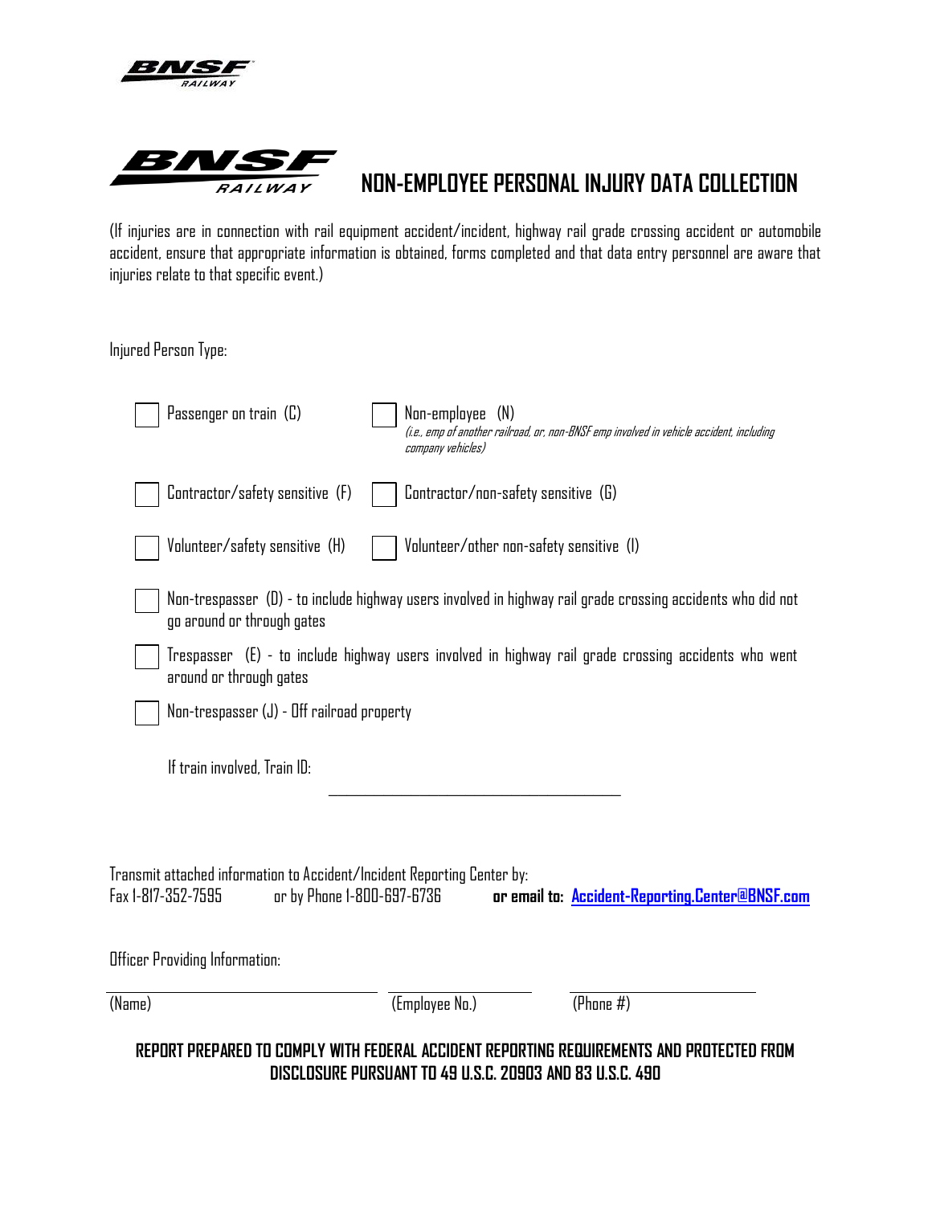# NON-EMPLOYEE PERSONAL INJURY DATA COLLECTION

(If injuries are in connection with rail equipment accident/incident, highway rail grade crossing accident or automobile accident, ensure that appropriate information is obtained, forms completed and that data entry personnel are aware that injuries relate to that specific event.)

Injured Person Type:

- ☐ Passenger on train (C)
- ☐ Non-employee (N) *(i.e., emp of another railroad, or, non-BNSF emp involved in vehicle accident, including company vehicles)*
- ☐ Contractor/safety sensitive (F)
- ☐ Contractor/non-safety sensitive (G)
- ☐ Volunteer/safety sensitive (H)
- ☐ Volunteer/other non-safety sensitive (I)
- ☐ Non-trespasser (D) - to include highway users involved in highway rail grade crossing accidents who did not go around or through gates
- ☐ Trespasser (E) - to include highway users involved in highway rail grade crossing accidents who went around or through gates
- ☐ Non-trespasser (J) - Off railroad property

If train involved, Train ID: ______________________________

Transmit attached information to Accident/Incident Reporting Center by:
Fax 1-817-352-7595 or by Phone 1-800-697-6736 **or email to: Accident-Reporting.Center@BNSF.com**

Officer Providing Information:

______________________________ ______________________________ ______________________________
(Name) (Employee No.) (Phone #)

**REPORT PREPARED TO COMPLY WITH FEDERAL ACCIDENT REPORTING REQUIREMENTS AND PROTECTED FROM DISCLOSURE PURSUANT TO 49 U.S.C. 20903 AND 83 U.S.C. 490**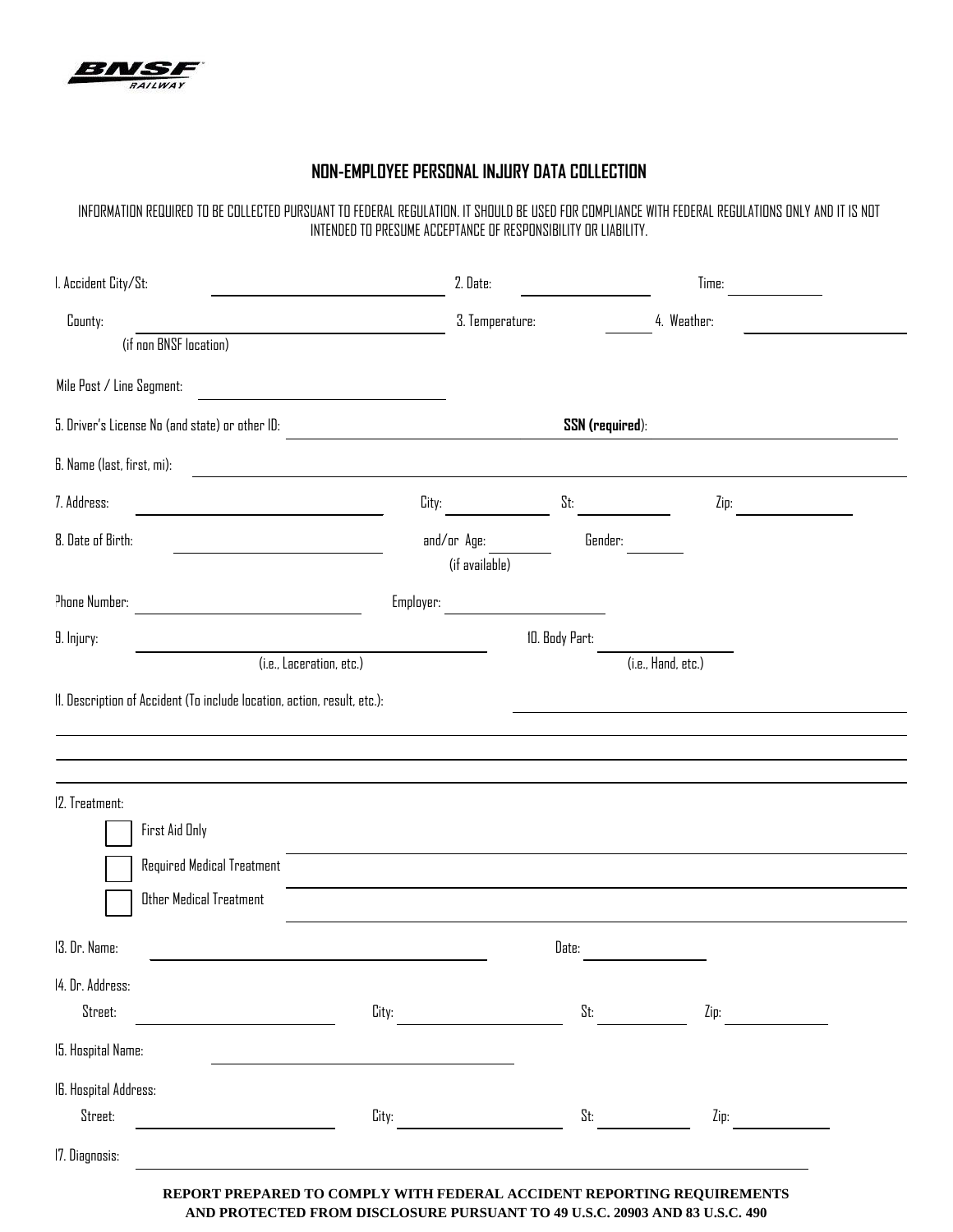BNSF RAILWAY

# NON-EMPLOYEE PERSONAL INJURY DATA COLLECTION

INFORMATION REQUIRED TO BE COLLECTED PURSUANT TO FEDERAL REGULATION. IT SHOULD BE USED FOR COMPLIANCE WITH FEDERAL REGULATIONS ONLY AND IT IS NOT INTENDED TO PRESUME ACCEPTANCE OF RESPONSIBILITY OR LIABILITY.

1. Accident City/St: ______________________ 2. Date: ______________ Time: __________

County: ______________________ 3. Temperature: ______ 4. Weather: ______________
(if non BNSF location)

Mile Post / Line Segment: ______________________

5. Driver's License No (and state) or other ID: ______________________ **SSN (required)**: ______________________

6. Name (last, first, mi): ______________________________________________

7. Address: ______________________ City: ____________ St: __________ Zip: ____________

8. Date of Birth: ______________________ and/or Age: ________ Gender: ________
(if available)

Phone Number: ______________________ Employer: ______________________

9. Injury: ______________________ 10. Body Part: ______________________
(i.e., Laceration, etc.) (i.e., Hand, etc.)

11. Description of Accident (To include location, action, result, etc.): ______________________________________________

______________________________________________

______________________________________________

______________________________________________

12. Treatment:

- ☐ First Aid Only ______________________________________________
- ☐ Required Medical Treatment ______________________________________________
- ☐ Other Medical Treatment ______________________________________________

13. Dr. Name: ______________________ Date: ______________

14. Dr. Address:
Street: ______________________ City: ______________________ St: __________ Zip: ____________

15. Hospital Name: ______________________

16. Hospital Address:
Street: ______________________ City: ______________________ St: __________ Zip: ____________

17. Diagnosis: ______________________________________________

**REPORT PREPARED TO COMPLY WITH FEDERAL ACCIDENT REPORTING REQUIREMENTS AND PROTECTED FROM DISCLOSURE PURSUANT TO 49 U.S.C. 20903 AND 83 U.S.C. 490**